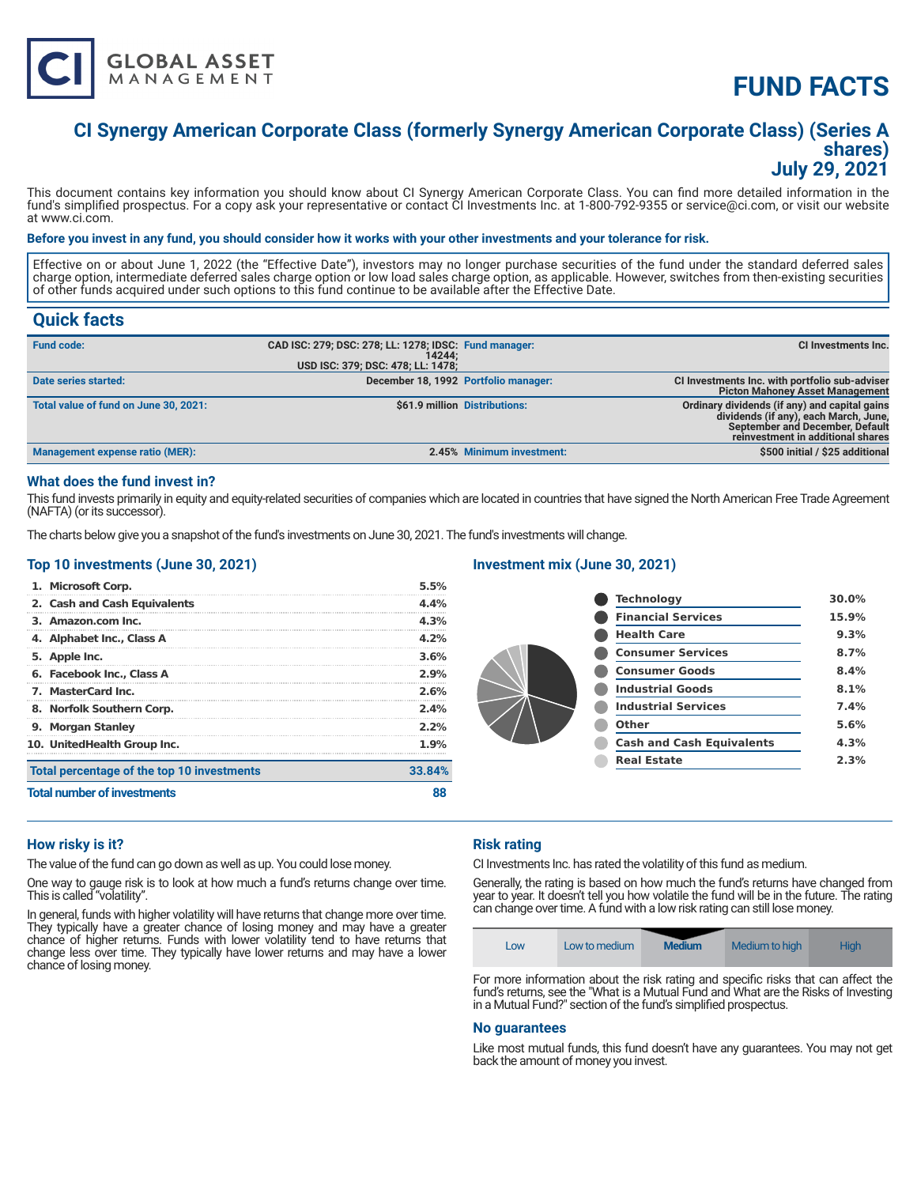# FUND FACTS

## CI Synergy American Corporate Class (formerly Synergy American Corporate Class) (Series A shares)
## July 29, 2021

This document contains key information you should know about CI Synergy American Corporate Class. You can find more detailed information in the fund's simplified prospectus. For a copy ask your representative or contact CI Investments Inc. at 1-800-792-9355 or service@ci.com, or visit our website at www.ci.com.

**Before you invest in any fund, you should consider how it works with your other investments and your tolerance for risk.**

Effective on or about June 1, 2022 (the "Effective Date"), investors may no longer purchase securities of the fund under the standard deferred sales charge option, intermediate deferred sales charge option or low load sales charge option, as applicable. However, switches from then-existing securities of other funds acquired under such options to this fund continue to be available after the Effective Date.

## Quick facts

| | | | |
|---|---|---|---|
| **Fund code:** | CAD ISC: 279; DSC: 278; LL: 1278; IDSC: 14244; USD ISC: 379; DSC: 478; LL: 1478; | **Fund manager:** | CI Investments Inc. |
| **Date series started:** | December 18, 1992 | **Portfolio manager:** | CI Investments Inc. with portfolio sub-adviser Picton Mahoney Asset Management |
| **Total value of fund on June 30, 2021:** | $61.9 million | **Distributions:** | Ordinary dividends (if any) and capital gains dividends (if any), each March, June, September and December, Default reinvestment in additional shares |
| **Management expense ratio (MER):** | 2.45% | **Minimum investment:** | $500 initial / $25 additional |

### What does the fund invest in?

This fund invests primarily in equity and equity-related securities of companies which are located in countries that have signed the North American Free Trade Agreement (NAFTA) (or its successor).

The charts below give you a snapshot of the fund's investments on June 30, 2021. The fund's investments will change.

### Top 10 investments (June 30, 2021)

| | |
|---|---|
| 1. Microsoft Corp. | 5.5% |
| 2. Cash and Cash Equivalents | 4.4% |
| 3. Amazon.com Inc. | 4.3% |
| 4. Alphabet Inc., Class A | 4.2% |
| 5. Apple Inc. | 3.6% |
| 6. Facebook Inc., Class A | 2.9% |
| 7. MasterCard Inc. | 2.6% |
| 8. Norfolk Southern Corp. | 2.4% |
| 9. Morgan Stanley | 2.2% |
| 10. UnitedHealth Group Inc. | 1.9% |
| **Total percentage of the top 10 investments** | **33.84%** |
| **Total number of investments** | **88** |

### Investment mix (June 30, 2021)

| | |
|---|---|
| Technology | 30.0% |
| Financial Services | 15.9% |
| Health Care | 9.3% |
| Consumer Services | 8.7% |
| Consumer Goods | 8.4% |
| Industrial Goods | 8.1% |
| Industrial Services | 7.4% |
| Other | 5.6% |
| Cash and Cash Equivalents | 4.3% |
| Real Estate | 2.3% |

### How risky is it?

The value of the fund can go down as well as up. You could lose money.

One way to gauge risk is to look at how much a fund's returns change over time. This is called "volatility".

In general, funds with higher volatility will have returns that change more over time. They typically have a greater chance of losing money and may have a greater chance of higher returns. Funds with lower volatility tend to have returns that change less over time. They typically have lower returns and may have a lower chance of losing money.

### Risk rating

CI Investments Inc. has rated the volatility of this fund as medium.

Generally, the rating is based on how much the fund's returns have changed from year to year. It doesn't tell you how volatile the fund will be in the future. The rating can change over time. A fund with a low risk rating can still lose money.

| Low | Low to medium | **Medium** | Medium to high | High |
|---|---|---|---|---|

For more information about the risk rating and specific risks that can affect the fund's returns, see the "What is a Mutual Fund and What are the Risks of Investing in a Mutual Fund?" section of the fund's simplified prospectus.

### No guarantees

Like most mutual funds, this fund doesn't have any guarantees. You may not get back the amount of money you invest.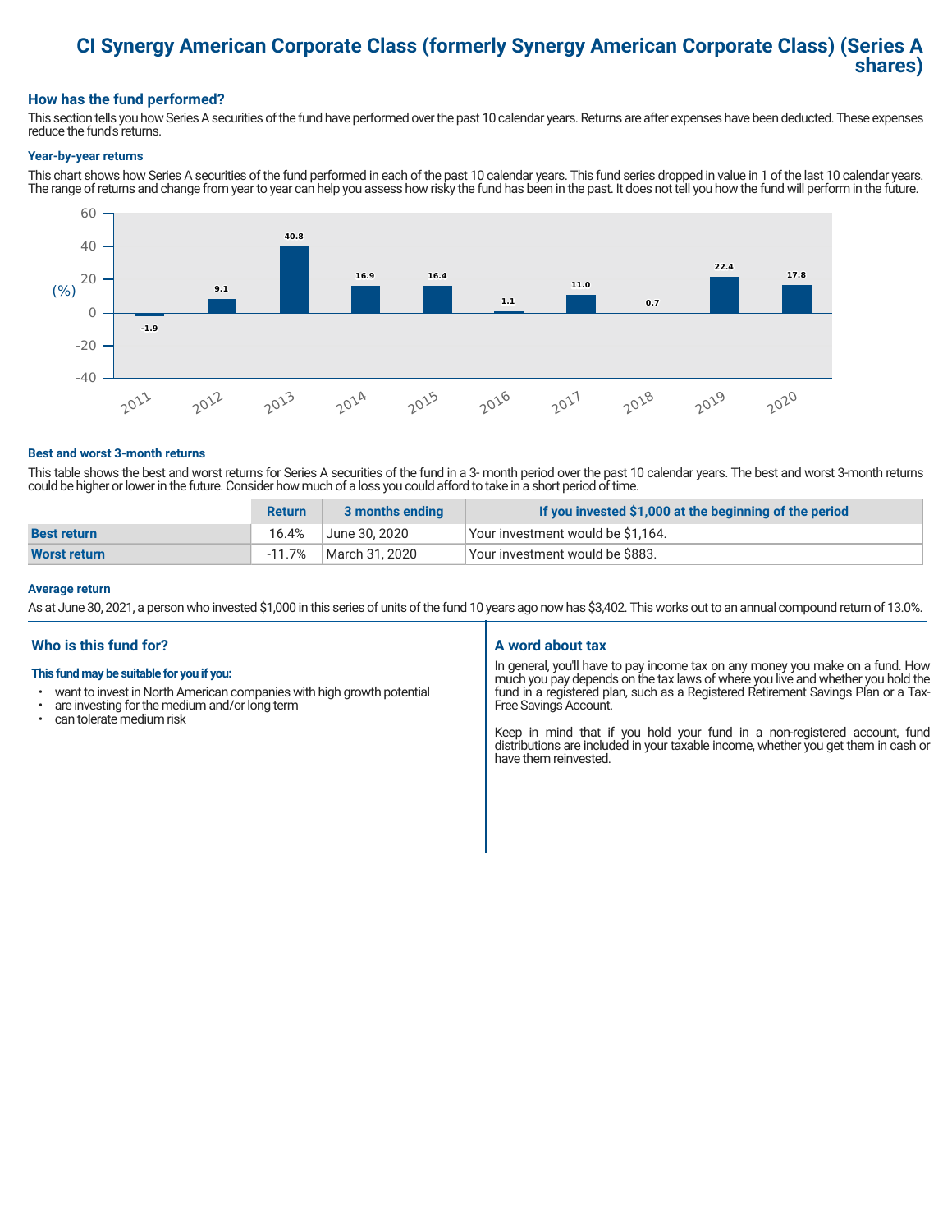# CI Synergy American Corporate Class (formerly Synergy American Corporate Class) (Series A shares)

## How has the fund performed?

This section tells you how Series A securities of the fund have performed over the past 10 calendar years. Returns are after expenses have been deducted. These expenses reduce the fund's returns.

### Year-by-year returns

This chart shows how Series A securities of the fund performed in each of the past 10 calendar years. This fund series dropped in value in 1 of the last 10 calendar years. The range of returns and change from year to year can help you assess how risky the fund has been in the past. It does not tell you how the fund will perform in the future.

| Year | Return (%) |
|---|---|
| 2011 | -1.9 |
| 2012 | 9.1 |
| 2013 | 40.8 |
| 2014 | 16.9 |
| 2015 | 16.4 |
| 2016 | 1.1 |
| 2017 | 11.0 |
| 2018 | 0.7 |
| 2019 | 22.4 |
| 2020 | 17.8 |

### Best and worst 3-month returns

This table shows the best and worst returns for Series A securities of the fund in a 3- month period over the past 10 calendar years. The best and worst 3-month returns could be higher or lower in the future. Consider how much of a loss you could afford to take in a short period of time.

| | Return | 3 months ending | If you invested $1,000 at the beginning of the period |
|---|---|---|---|
| **Best return** | 16.4% | June 30, 2020 | Your investment would be $1,164. |
| **Worst return** | -11.7% | March 31, 2020 | Your investment would be $883. |

### Average return

As at June 30, 2021, a person who invested $1,000 in this series of units of the fund 10 years ago now has $3,402. This works out to an annual compound return of 13.0%.

## Who is this fund for?

**This fund may be suitable for you if you:**

- want to invest in North American companies with high growth potential
- are investing for the medium and/or long term
- can tolerate medium risk

## A word about tax

In general, you'll have to pay income tax on any money you make on a fund. How much you pay depends on the tax laws of where you live and whether you hold the fund in a registered plan, such as a Registered Retirement Savings Plan or a Tax-Free Savings Account.

Keep in mind that if you hold your fund in a non-registered account, fund distributions are included in your taxable income, whether you get them in cash or have them reinvested.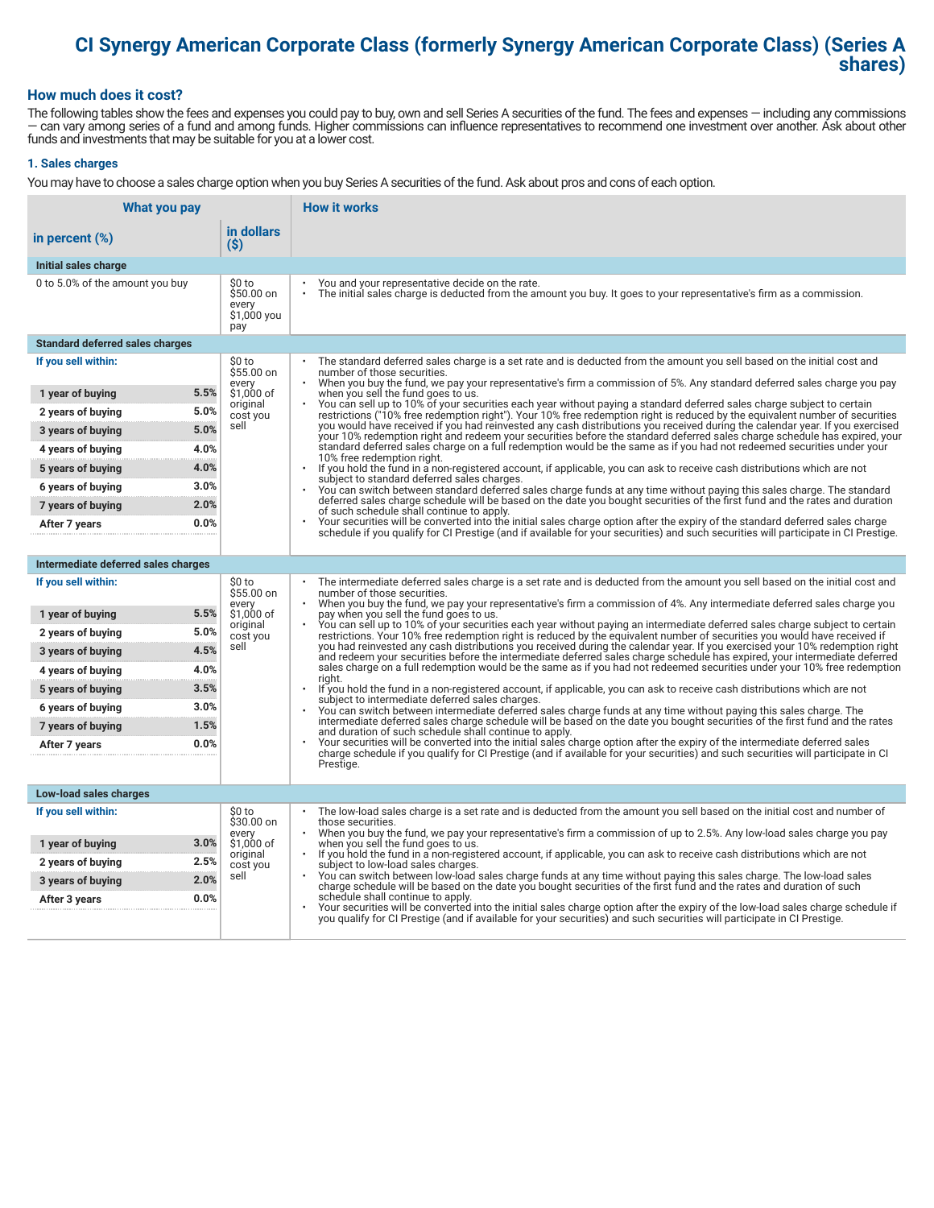# CI Synergy American Corporate Class (formerly Synergy American Corporate Class) (Series A shares)

## How much does it cost?

The following tables show the fees and expenses you could pay to buy, own and sell Series A securities of the fund. The fees and expenses — including any commissions — can vary among series of a fund and among funds. Higher commissions can influence representatives to recommend one investment over another. Ask about other funds and investments that may be suitable for you at a lower cost.

### 1. Sales charges

You may have to choose a sales charge option when you buy Series A securities of the fund. Ask about pros and cons of each option.

| What you pay | | | How it works |
|---|---|---|---|
| in percent (%) | | in dollars ($) | |
| **Initial sales charge** | | | |
| 0 to 5.0% of the amount you buy | | $0 to $50.00 on every $1,000 you pay | • You and your representative decide on the rate.<br>• The initial sales charge is deducted from the amount you buy. It goes to your representative's firm as a commission. |
| **Standard deferred sales charges** | | | |
| **If you sell within:** | | $0 to $55.00 on every $1,000 of original cost you sell | • The standard deferred sales charge is a set rate and is deducted from the amount you sell based on the initial cost and number of those securities.<br>• When you buy the fund, we pay your representative's firm a commission of 5%. Any standard deferred sales charge you pay when you sell the fund goes to us.<br>• You can sell up to 10% of your securities each year without paying a standard deferred sales charge subject to certain restrictions ("10% free redemption right"). Your 10% free redemption right is reduced by the equivalent number of securities you would have received if you had reinvested any cash distributions you received during the calendar year. If you exercised your 10% redemption right and redeem your securities before the standard deferred sales charge schedule has expired, your standard deferred sales charge on a full redemption would be the same as if you had not redeemed securities under your 10% free redemption right.<br>• If you hold the fund in a non-registered account, if applicable, you can ask to receive cash distributions which are not subject to standard deferred sales charges.<br>• You can switch between standard deferred sales charge funds at any time without paying this sales charge. The standard deferred sales charge schedule will be based on the date you bought securities of the first fund and the rates and duration of such schedule shall continue to apply.<br>• Your securities will be converted into the initial sales charge option after the expiry of the standard deferred sales charge schedule if you qualify for CI Prestige (and if available for your securities) and such securities will participate in CI Prestige. |
| 1 year of buying | 5.5% | | |
| 2 years of buying | 5.0% | | |
| 3 years of buying | 5.0% | | |
| 4 years of buying | 4.0% | | |
| 5 years of buying | 4.0% | | |
| 6 years of buying | 3.0% | | |
| 7 years of buying | 2.0% | | |
| After 7 years | 0.0% | | |
| **Intermediate deferred sales charges** | | | |
| **If you sell within:** | | $0 to $55.00 on every $1,000 of original cost you sell | • The intermediate deferred sales charge is a set rate and is deducted from the amount you sell based on the initial cost and number of those securities.<br>• When you buy the fund, we pay your representative's firm a commission of 4%. Any intermediate deferred sales charge you pay when you sell the fund goes to us.<br>• You can sell up to 10% of your securities each year without paying an intermediate deferred sales charge subject to certain restrictions. Your 10% free redemption right is reduced by the equivalent number of securities you would have received if you had reinvested any cash distributions you received during the calendar year. If you exercised your 10% redemption right and redeem your securities before the intermediate deferred sales charge schedule has expired, your intermediate deferred sales charge on a full redemption would be the same as if you had not redeemed securities under your 10% free redemption right.<br>• If you hold the fund in a non-registered account, if applicable, you can ask to receive cash distributions which are not subject to intermediate deferred sales charges.<br>• You can switch between intermediate deferred sales charge funds at any time without paying this sales charge. The intermediate deferred sales charge schedule will be based on the date you bought securities of the first fund and the rates and duration of such schedule shall continue to apply.<br>• Your securities will be converted into the initial sales charge option after the expiry of the intermediate deferred sales charge schedule if you qualify for CI Prestige (and if available for your securities) and such securities will participate in CI Prestige. |
| 1 year of buying | 5.5% | | |
| 2 years of buying | 5.0% | | |
| 3 years of buying | 4.5% | | |
| 4 years of buying | 4.0% | | |
| 5 years of buying | 3.5% | | |
| 6 years of buying | 3.0% | | |
| 7 years of buying | 1.5% | | |
| After 7 years | 0.0% | | |
| **Low-load sales charges** | | | |
| **If you sell within:** | | $0 to $30.00 on every $1,000 of original cost you sell | • The low-load sales charge is a set rate and is deducted from the amount you sell based on the initial cost and number of those securities.<br>• When you buy the fund, we pay your representative's firm a commission of up to 2.5%. Any low-load sales charge you pay when you sell the fund goes to us.<br>• If you hold the fund in a non-registered account, if applicable, you can ask to receive cash distributions which are not subject to low-load sales charges.<br>• You can switch between low-load sales charge funds at any time without paying this sales charge. The low-load sales charge schedule will be based on the date you bought securities of the first fund and the rates and duration of such schedule shall continue to apply.<br>• Your securities will be converted into the initial sales charge option after the expiry of the low-load sales charge schedule if you qualify for CI Prestige (and if available for your securities) and such securities will participate in CI Prestige. |
| 1 year of buying | 3.0% | | |
| 2 years of buying | 2.5% | | |
| 3 years of buying | 2.0% | | |
| After 3 years | 0.0% | | |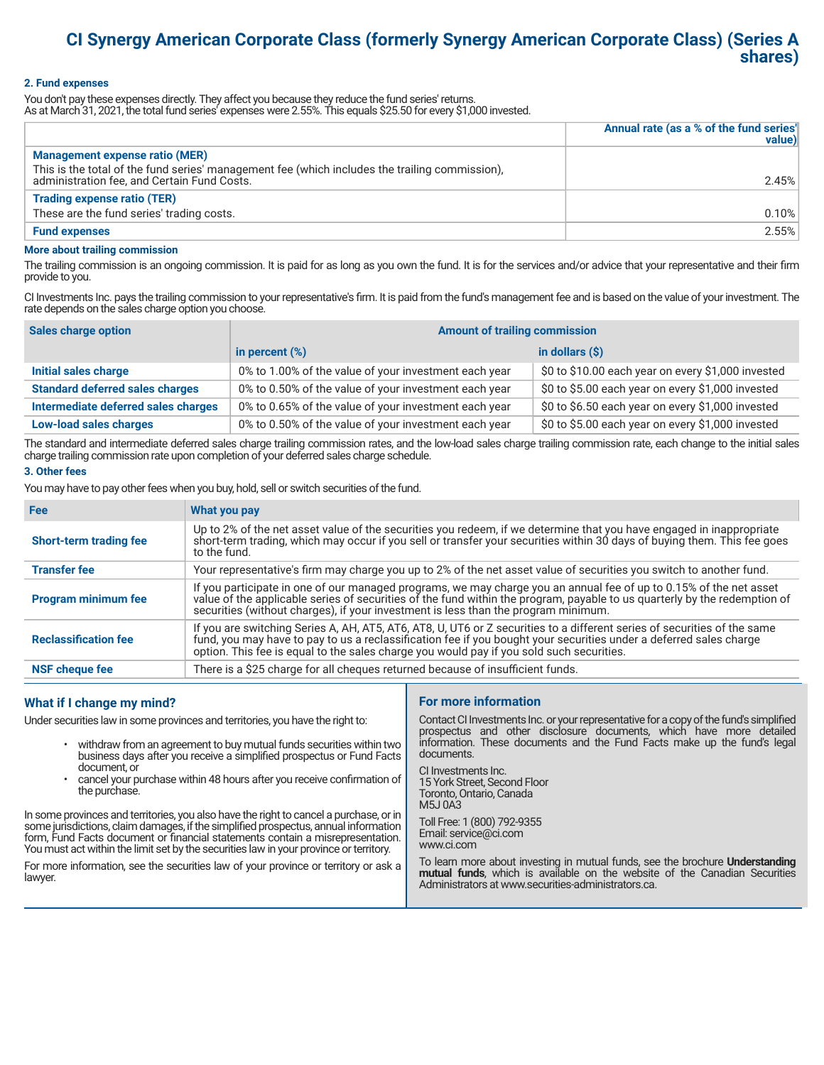# CI Synergy American Corporate Class (formerly Synergy American Corporate Class) (Series A shares)

### 2. Fund expenses

You don't pay these expenses directly. They affect you because they reduce the fund series' returns.
As at March 31, 2021, the total fund series' expenses were 2.55%. This equals $25.50 for every $1,000 invested.

| | Annual rate (as a % of the fund series' value) |
|---|---|
| **Management expense ratio (MER)**<br>This is the total of the fund series' management fee (which includes the trailing commission), administration fee, and Certain Fund Costs. | 2.45% |
| **Trading expense ratio (TER)**<br>These are the fund series' trading costs. | 0.10% |
| **Fund expenses** | 2.55% |

#### More about trailing commission

The trailing commission is an ongoing commission. It is paid for as long as you own the fund. It is for the services and/or advice that your representative and their firm provide to you.

CI Investments Inc. pays the trailing commission to your representative's firm. It is paid from the fund's management fee and is based on the value of your investment. The rate depends on the sales charge option you choose.

| Sales charge option | Amount of trailing commission | |
|---|---|---|
| | in percent (%) | in dollars ($) |
| Initial sales charge | 0% to 1.00% of the value of your investment each year | $0 to $10.00 each year on every $1,000 invested |
| Standard deferred sales charges | 0% to 0.50% of the value of your investment each year | $0 to $5.00 each year on every $1,000 invested |
| Intermediate deferred sales charges | 0% to 0.65% of the value of your investment each year | $0 to $6.50 each year on every $1,000 invested |
| Low-load sales charges | 0% to 0.50% of the value of your investment each year | $0 to $5.00 each year on every $1,000 invested |

The standard and intermediate deferred sales charge trailing commission rates, and the low-load sales charge trailing commission rate, each change to the initial sales charge trailing commission rate upon completion of your deferred sales charge schedule.

### 3. Other fees

You may have to pay other fees when you buy, hold, sell or switch securities of the fund.

| Fee | What you pay |
|---|---|
| Short-term trading fee | Up to 2% of the net asset value of the securities you redeem, if we determine that you have engaged in inappropriate short-term trading, which may occur if you sell or transfer your securities within 30 days of buying them. This fee goes to the fund. |
| Transfer fee | Your representative's firm may charge you up to 2% of the net asset value of securities you switch to another fund. |
| Program minimum fee | If you participate in one of our managed programs, we may charge you an annual fee of up to 0.15% of the net asset value of the applicable series of securities of the fund within the program, payable to us quarterly by the redemption of securities (without charges), if your investment is less than the program minimum. |
| Reclassification fee | If you are switching Series A, AH, AT5, AT6, AT8, U, UT6 or Z securities to a different series of securities of the same fund, you may have to pay to us a reclassification fee if you bought your securities under a deferred sales charge option. This fee is equal to the sales charge you would pay if you sold such securities. |
| NSF cheque fee | There is a $25 charge for all cheques returned because of insufficient funds. |

## What if I change my mind?

Under securities law in some provinces and territories, you have the right to:

- withdraw from an agreement to buy mutual funds securities within two business days after you receive a simplified prospectus or Fund Facts document, or
- cancel your purchase within 48 hours after you receive confirmation of the purchase.

In some provinces and territories, you also have the right to cancel a purchase, or in some jurisdictions, claim damages, if the simplified prospectus, annual information form, Fund Facts document or financial statements contain a misrepresentation. You must act within the limit set by the securities law in your province or territory.

For more information, see the securities law of your province or territory or ask a lawyer.

## For more information

Contact CI Investments Inc. or your representative for a copy of the fund's simplified prospectus and other disclosure documents, which have more detailed information. These documents and the Fund Facts make up the fund's legal documents.

CI Investments Inc.
15 York Street, Second Floor
Toronto, Ontario, Canada
M5J 0A3

Toll Free: 1 (800) 792-9355
Email: service@ci.com
www.ci.com

To learn more about investing in mutual funds, see the brochure **Understanding mutual funds**, which is available on the website of the Canadian Securities Administrators at www.securities-administrators.ca.